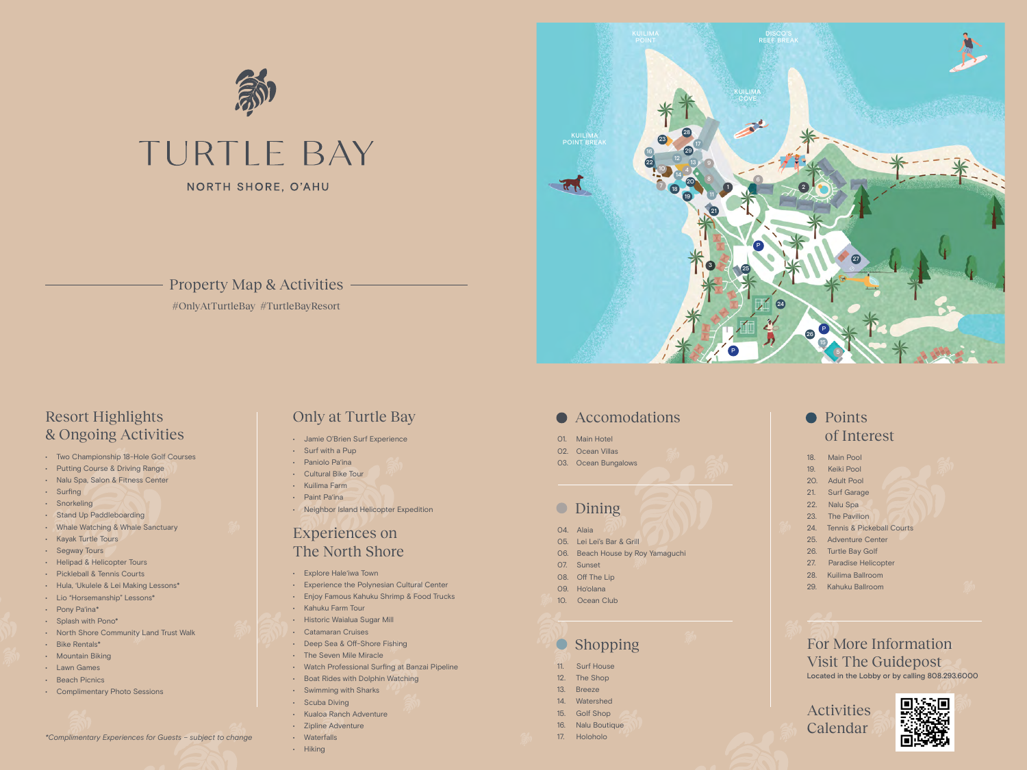# TURTLE BAY

NORTH SHORE, O'AHU

## Property Map & Activities

#OnlyAtTurtleBay #TurtleBayResort

## Resort Highlights & Ongoing Activities

- Two Championship 18-Hole Golf Courses
- Putting Course & Driving Range
- Nalu Spa, Salon & Fitness Center
- Surfing
- Snorkeling
- Stand Up Paddleboarding
- Whale Watching & Whale Sanctuary
- Kayak Turtle Tours
- Segway Tours
- Helipad & Helicopter Tours
- Pickleball & Tennis Courts
- Hula, 'Ukulele & Lei Making Lessons*
- Lio "Horsemanship" Lessons*
- Pony Pa'ina*
- Splash with Pono*
- North Shore Community Land Trust Walk
- Bike Rentals*
- Mountain Biking
- Lawn Games
- Beach Picnics
- Complimentary Photo Sessions

*Complimentary Experiences for Guests – subject to change*

## Only at Turtle Bay

- Jamie O'Brien Surf Experience
- Surf with a Pup
- Paniolo Pa'ina
- Cultural Bike Tour
- Kuilima Farm
- Paint Pa'ina
- Neighbor Island Helicopter Expedition

## Experiences on The North Shore

- Explore Hale'iwa Town
- Experience the Polynesian Cultural Center
- Enjoy Famous Kahuku Shrimp & Food Trucks
- Kahuku Farm Tour
- Historic Waialua Sugar Mill
- Catamaran Cruises
- Deep Sea & Off-Shore Fishing
- The Seven Mile Miracle
- Watch Professional Surfing at Banzai Pipeline
- Boat Rides with Dolphin Watching
- Swimming with Sharks
- Scuba Diving
- Kualoa Ranch Adventure
- Zipline Adventure
- Waterfalls
- Hiking

## Accomodations

01. Main Hotel
02. Ocean Villas
03. Ocean Bungalows

## Dining

04. Alaia
05. Lei Lei's Bar & Grill
06. Beach House by Roy Yamaguchi
07. Sunset
08. Off The Lip
09. Ho'olana
10. Ocean Club

## Shopping

11. Surf House
12. The Shop
13. Breeze
14. Watershed
15. Golf Shop
16. Nalu Boutique
17. Holoholo

## Points of Interest

18. Main Pool
19. Keiki Pool
20. Adult Pool
21. Surf Garage
22. Nalu Spa
23. The Pavilion
24. Tennis & Pickeball Courts
25. Adventure Center
26. Turtle Bay Golf
27. Paradise Helicopter
28. Kuilima Ballroom
29. Kahuku Ballroom

## For More Information Visit The Guidepost

Located in the Lobby or by calling 808.293.6000

## Activities Calendar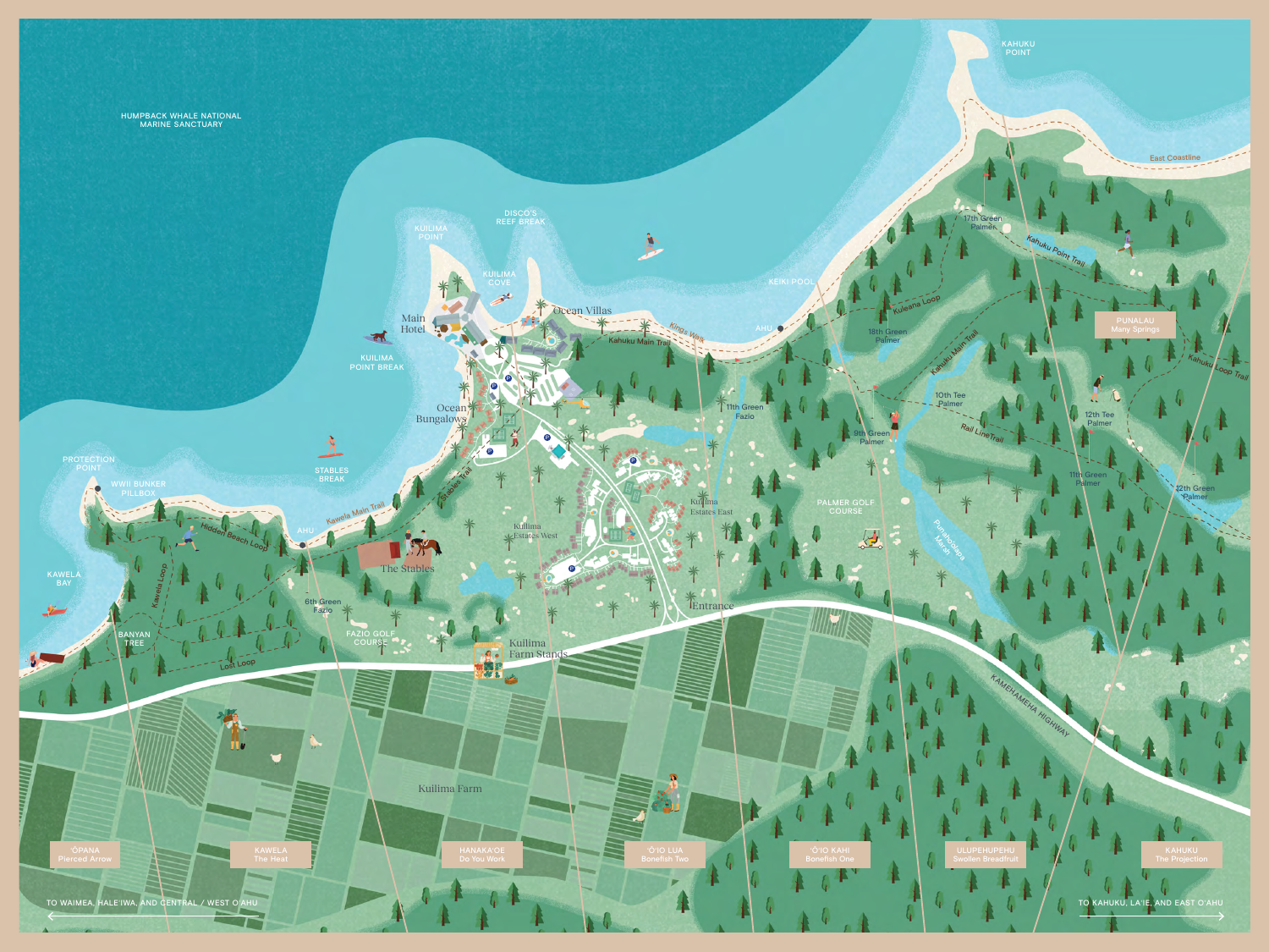HUMPBACK WHALE NATIONAL MARINE SANCTUARY

KAHUKU POINT

East Coastline

DISCO'S REEF BREAK

KUILIMA POINT

KUILIMA COVE

Main Hotel

Ocean Villas

KUILIMA POINT BREAK

Kings Walk

Kahuku Main Trail

KEIKI POOL

AHU

17th Green Palmer

Kahuku Point Trail

Kuleana Loop

18th Green Palmer

Kahuku Main Trail

PUNALAU Many Springs

Kahuku Loop Trail

10th Tee Palmer

12th Tee Palmer

Rail Line Trail

Ocean Bungalows

11th Green Fazio

9th Green Palmer

11th Green Palmer

12th Green Palmer

PROTECTION POINT

WWII BUNKER PILLBOX

STABLES BREAK

Stables Trail

Kuilima Estates East

PALMER GOLF COURSE

Punaho'olapa Marsh

Kawela Main Trail

Hidden Beach Loop

AHU

Kuilima Estates West

KAWELA BAY

Kawela Loop

The Stables

6th Green Fazio

Entrance

BANYAN TREE

FAZIO GOLF COURSE

Lost Loop

Kuilima Farm Stands

KAMEHAMEHA HIGHWAY

Kuilima Farm

ʻŌPANA Pierced Arrow

KAWELA The Heat

HANAKAʻOE Do You Work

ʻOʻIO LUA Bonefish Two

ʻOʻIO KAHI Bonefish One

ULUPEHUPEHU Swollen Breadfruit

KAHUKU The Projection

TO WAIMEA, HALEʻIWA, AND CENTRAL / WEST OʻAHU

TO KAHUKU, LAʻIE, AND EAST OʻAHU